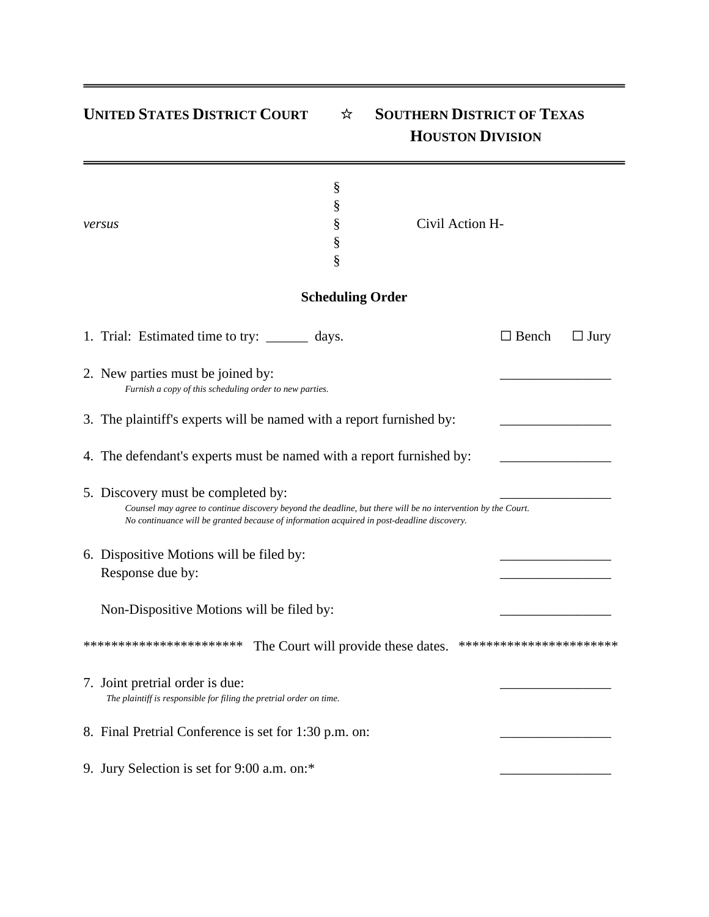**UNITED STATES DISTRICT COURT** ☆ **SOUTHERN DISTRICT OF TEXAS**
**HOUSTON DIVISION**

---

§
§
*versus* § Civil Action H-
§
§

## Scheduling Order

1. Trial: Estimated time to try: ______ days. ☐ Bench ☐ Jury

2. New parties must be joined by: ________________
   *Furnish a copy of this scheduling order to new parties.*

3. The plaintiff's experts will be named with a report furnished by: ________________

4. The defendant's experts must be named with a report furnished by: ________________

5. Discovery must be completed by: ________________
   *Counsel may agree to continue discovery beyond the deadline, but there will be no intervention by the Court.*
   *No continuance will be granted because of information acquired in post-deadline discovery.*

6. Dispositive Motions will be filed by: ________________
   Response due by: ________________

   Non-Dispositive Motions will be filed by: ________________

*********************** The Court will provide these dates. ***********************

7. Joint pretrial order is due: ________________
   *The plaintiff is responsible for filing the pretrial order on time.*

8. Final Pretrial Conference is set for 1:30 p.m. on: ________________

9. Jury Selection is set for 9:00 a.m. on:* ________________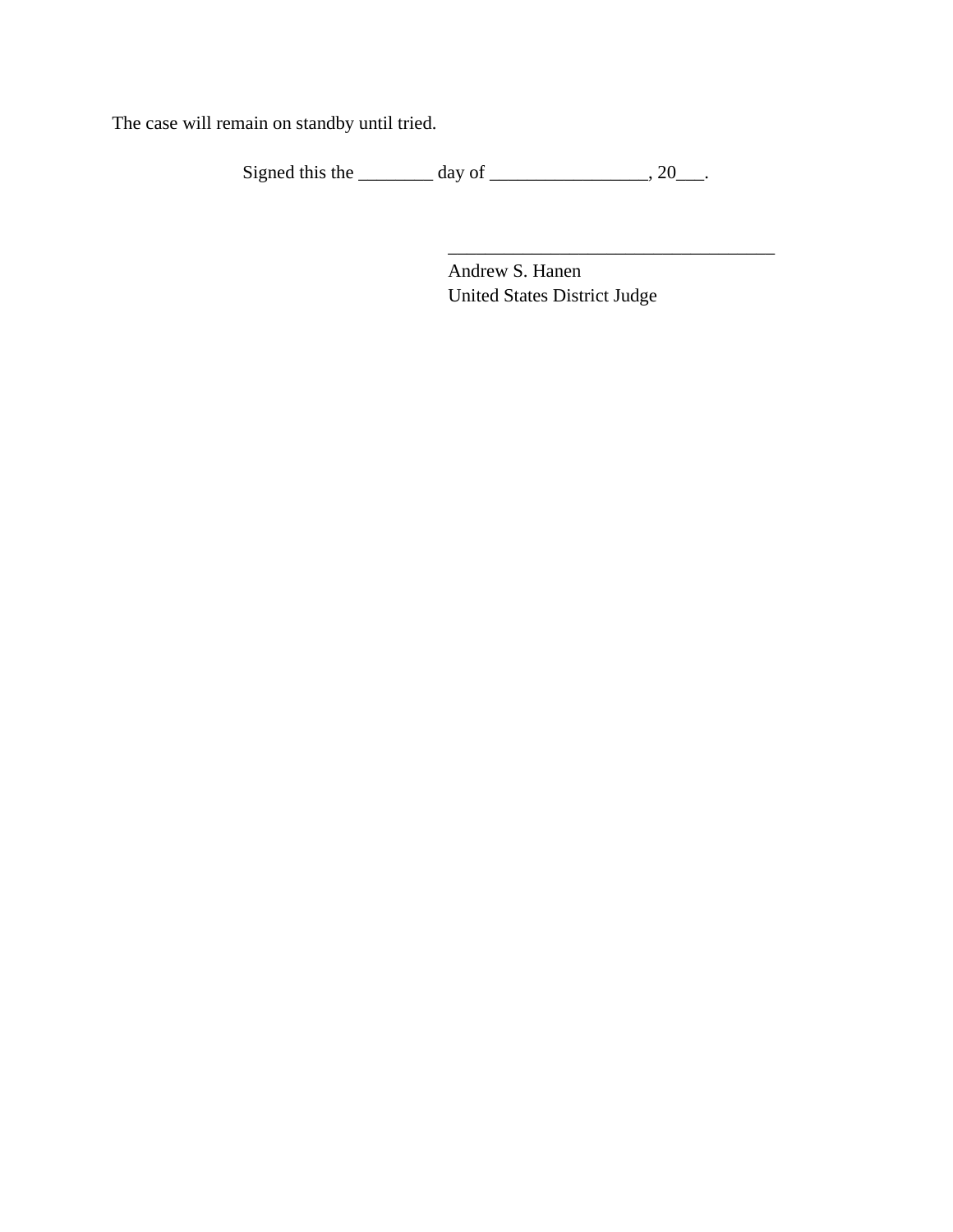The case will remain on standby until tried.

Signed this the ________ day of _________________, 20___.

\_\_\_\_\_\_\_\_\_\_\_\_\_\_\_\_\_\_\_\_\_\_\_\_\_\_\_\_\_\_\_\_\_\_\_\_

Andrew S. Hanen
United States District Judge